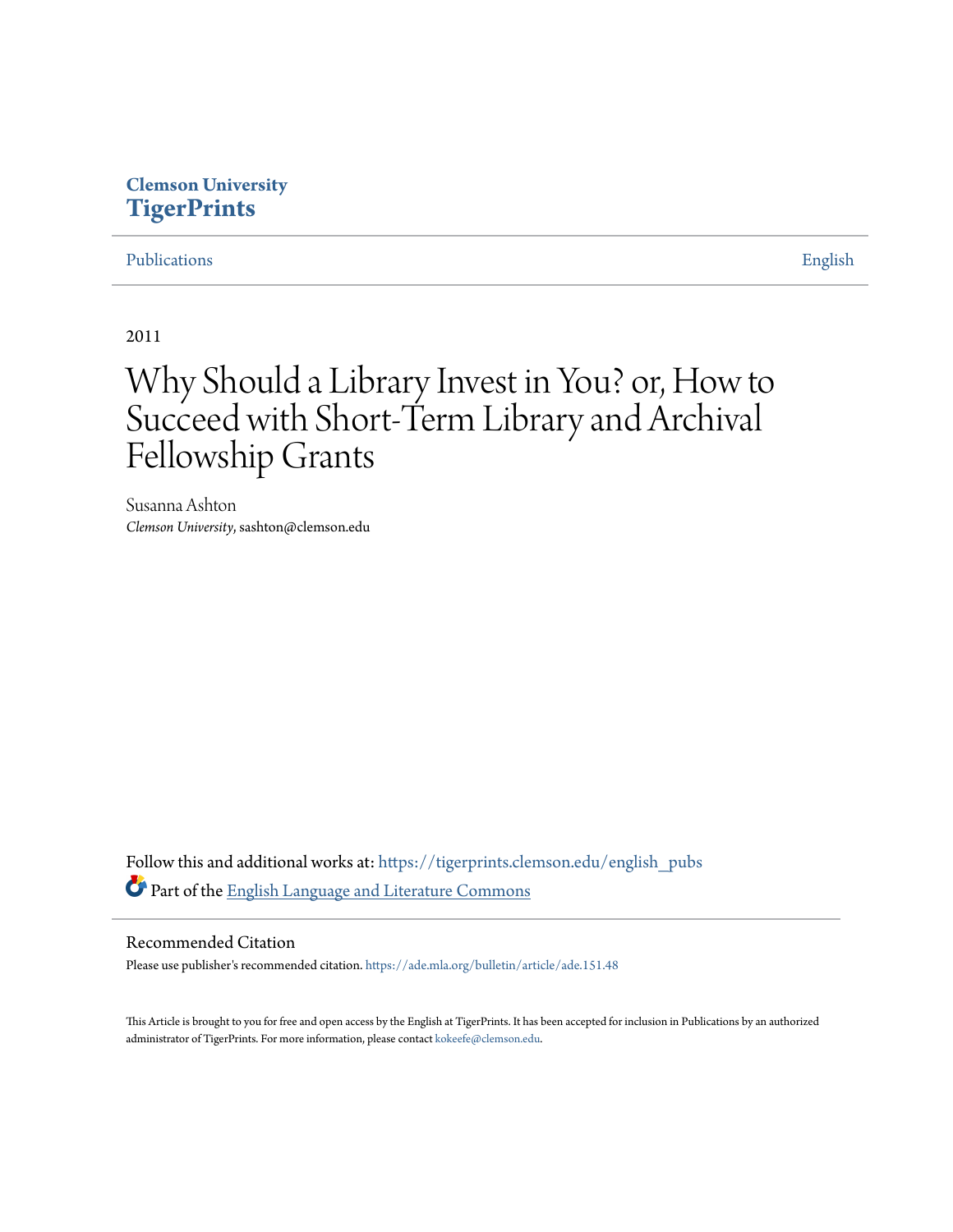Clemson University
**TigerPrints**

Publications | English

2011

# Why Should a Library Invest in You? or, How to Succeed with Short-Term Library and Archival Fellowship Grants

Susanna Ashton
*Clemson University*, sashton@clemson.edu

Follow this and additional works at: https://tigerprints.clemson.edu/english_pubs

Part of the English Language and Literature Commons

## Recommended Citation

Please use publisher's recommended citation. https://ade.mla.org/bulletin/article/ade.151.48

This Article is brought to you for free and open access by the English at TigerPrints. It has been accepted for inclusion in Publications by an authorized administrator of TigerPrints. For more information, please contact kokeefe@clemson.edu.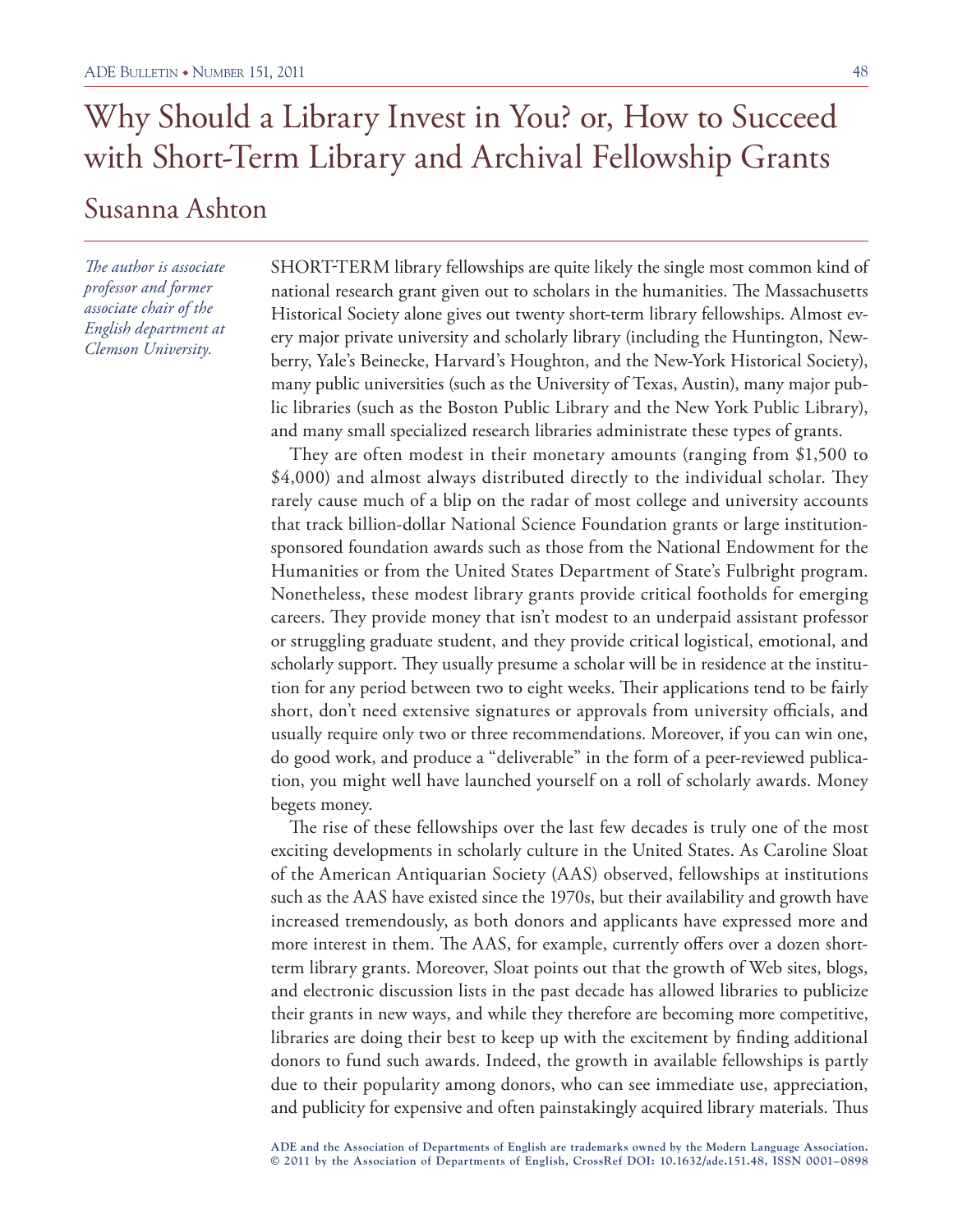# Why Should a Library Invest in You? or, How to Succeed with Short-Term Library and Archival Fellowship Grants

## Susanna Ashton

*The author is associate professor and former associate chair of the English department at Clemson University.*

SHORT-TERM library fellowships are quite likely the single most common kind of national research grant given out to scholars in the humanities. The Massachusetts Historical Society alone gives out twenty short-term library fellowships. Almost every major private university and scholarly library (including the Huntington, Newberry, Yale's Beinecke, Harvard's Houghton, and the New-York Historical Society), many public universities (such as the University of Texas, Austin), many major public libraries (such as the Boston Public Library and the New York Public Library), and many small specialized research libraries administrate these types of grants.

They are often modest in their monetary amounts (ranging from $1,500 to $4,000) and almost always distributed directly to the individual scholar. They rarely cause much of a blip on the radar of most college and university accounts that track billion-dollar National Science Foundation grants or large institution-sponsored foundation awards such as those from the National Endowment for the Humanities or from the United States Department of State's Fulbright program. Nonetheless, these modest library grants provide critical footholds for emerging careers. They provide money that isn't modest to an underpaid assistant professor or struggling graduate student, and they provide critical logistical, emotional, and scholarly support. They usually presume a scholar will be in residence at the institution for any period between two to eight weeks. Their applications tend to be fairly short, don't need extensive signatures or approvals from university officials, and usually require only two or three recommendations. Moreover, if you can win one, do good work, and produce a "deliverable" in the form of a peer-reviewed publication, you might well have launched yourself on a roll of scholarly awards. Money begets money.

The rise of these fellowships over the last few decades is truly one of the most exciting developments in scholarly culture in the United States. As Caroline Sloat of the American Antiquarian Society (AAS) observed, fellowships at institutions such as the AAS have existed since the 1970s, but their availability and growth have increased tremendously, as both donors and applicants have expressed more and more interest in them. The AAS, for example, currently offers over a dozen short-term library grants. Moreover, Sloat points out that the growth of Web sites, blogs, and electronic discussion lists in the past decade has allowed libraries to publicize their grants in new ways, and while they therefore are becoming more competitive, libraries are doing their best to keep up with the excitement by finding additional donors to fund such awards. Indeed, the growth in available fellowships is partly due to their popularity among donors, who can see immediate use, appreciation, and publicity for expensive and often painstakingly acquired library materials. Thus

ADE and the Association of Departments of English are trademarks owned by the Modern Language Association.
© 2011 by the Association of Departments of English, CrossRef DOI: 10.1632/ade.151.48, ISSN 0001–0898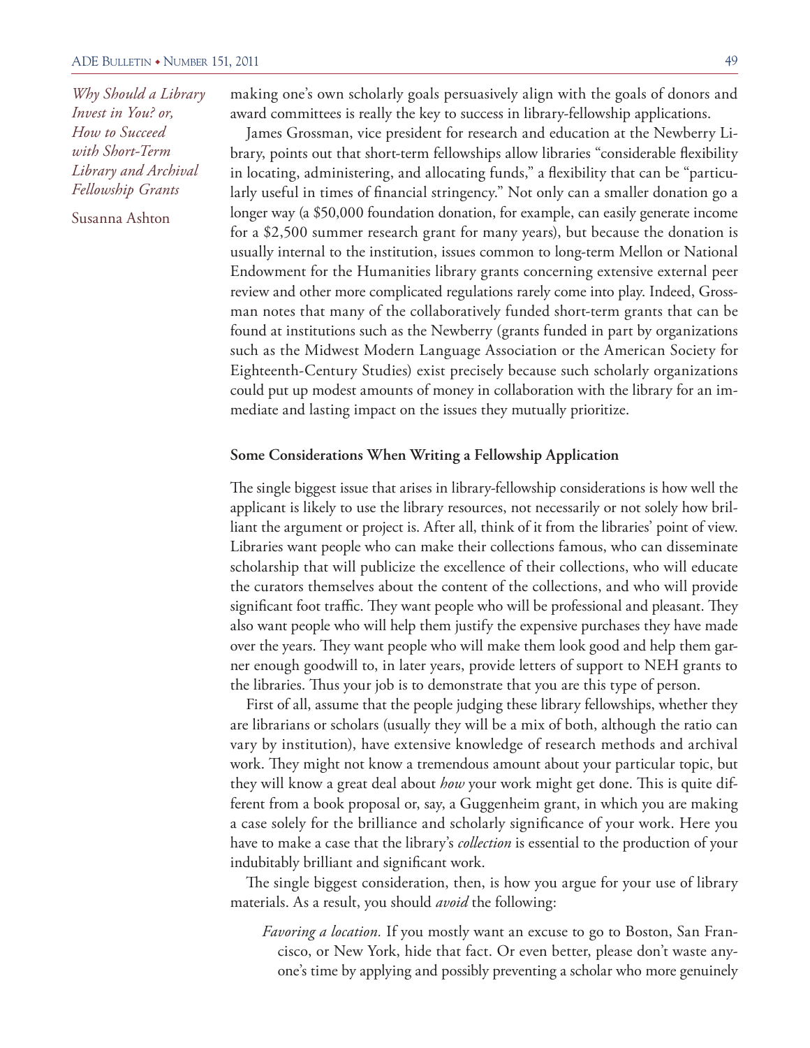making one's own scholarly goals persuasively align with the goals of donors and award committees is really the key to success in library-fellowship applications.

James Grossman, vice president for research and education at the Newberry Library, points out that short-term fellowships allow libraries "considerable flexibility in locating, administering, and allocating funds," a flexibility that can be "particularly useful in times of financial stringency." Not only can a smaller donation go a longer way (a $50,000 foundation donation, for example, can easily generate income for a $2,500 summer research grant for many years), but because the donation is usually internal to the institution, issues common to long-term Mellon or National Endowment for the Humanities library grants concerning extensive external peer review and other more complicated regulations rarely come into play. Indeed, Grossman notes that many of the collaboratively funded short-term grants that can be found at institutions such as the Newberry (grants funded in part by organizations such as the Midwest Modern Language Association or the American Society for Eighteenth-Century Studies) exist precisely because such scholarly organizations could put up modest amounts of money in collaboration with the library for an immediate and lasting impact on the issues they mutually prioritize.

**Some Considerations When Writing a Fellowship Application**

The single biggest issue that arises in library-fellowship considerations is how well the applicant is likely to use the library resources, not necessarily or not solely how brilliant the argument or project is. After all, think of it from the libraries' point of view. Libraries want people who can make their collections famous, who can disseminate scholarship that will publicize the excellence of their collections, who will educate the curators themselves about the content of the collections, and who will provide significant foot traffic. They want people who will be professional and pleasant. They also want people who will help them justify the expensive purchases they have made over the years. They want people who will make them look good and help them garner enough goodwill to, in later years, provide letters of support to NEH grants to the libraries. Thus your job is to demonstrate that you are this type of person.

First of all, assume that the people judging these library fellowships, whether they are librarians or scholars (usually they will be a mix of both, although the ratio can vary by institution), have extensive knowledge of research methods and archival work. They might not know a tremendous amount about your particular topic, but they will know a great deal about *how* your work might get done. This is quite different from a book proposal or, say, a Guggenheim grant, in which you are making a case solely for the brilliance and scholarly significance of your work. Here you have to make a case that the library's *collection* is essential to the production of your indubitably brilliant and significant work.

The single biggest consideration, then, is how you argue for your use of library materials. As a result, you should *avoid* the following:

*Favoring a location.* If you mostly want an excuse to go to Boston, San Francisco, or New York, hide that fact. Or even better, please don't waste anyone's time by applying and possibly preventing a scholar who more genuinely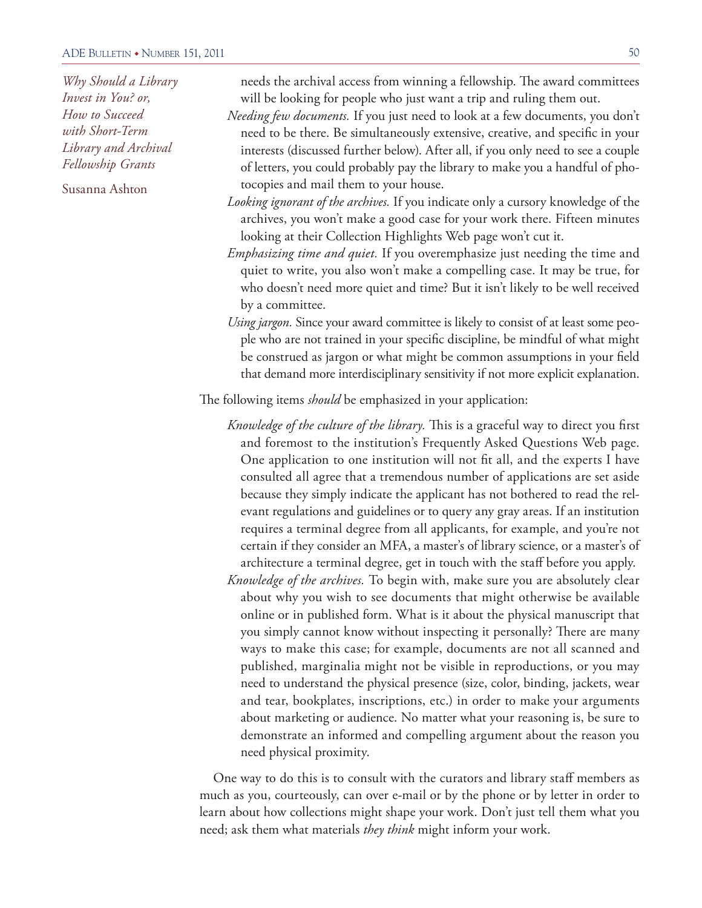needs the archival access from winning a fellowship. The award committees will be looking for people who just want a trip and ruling them out.

*Needing few documents.* If you just need to look at a few documents, you don't need to be there. Be simultaneously extensive, creative, and specific in your interests (discussed further below). After all, if you only need to see a couple of letters, you could probably pay the library to make you a handful of photocopies and mail them to your house.

*Looking ignorant of the archives.* If you indicate only a cursory knowledge of the archives, you won't make a good case for your work there. Fifteen minutes looking at their Collection Highlights Web page won't cut it.

*Emphasizing time and quiet.* If you overemphasize just needing the time and quiet to write, you also won't make a compelling case. It may be true, for who doesn't need more quiet and time? But it isn't likely to be well received by a committee.

*Using jargon.* Since your award committee is likely to consist of at least some people who are not trained in your specific discipline, be mindful of what might be construed as jargon or what might be common assumptions in your field that demand more interdisciplinary sensitivity if not more explicit explanation.

The following items *should* be emphasized in your application:

*Knowledge of the culture of the library.* This is a graceful way to direct you first and foremost to the institution's Frequently Asked Questions Web page. One application to one institution will not fit all, and the experts I have consulted all agree that a tremendous number of applications are set aside because they simply indicate the applicant has not bothered to read the relevant regulations and guidelines or to query any gray areas. If an institution requires a terminal degree from all applicants, for example, and you're not certain if they consider an MFA, a master's of library science, or a master's of architecture a terminal degree, get in touch with the staff before you apply.

*Knowledge of the archives.* To begin with, make sure you are absolutely clear about why you wish to see documents that might otherwise be available online or in published form. What is it about the physical manuscript that you simply cannot know without inspecting it personally? There are many ways to make this case; for example, documents are not all scanned and published, marginalia might not be visible in reproductions, or you may need to understand the physical presence (size, color, binding, jackets, wear and tear, bookplates, inscriptions, etc.) in order to make your arguments about marketing or audience. No matter what your reasoning is, be sure to demonstrate an informed and compelling argument about the reason you need physical proximity.

One way to do this is to consult with the curators and library staff members as much as you, courteously, can over e-mail or by the phone or by letter in order to learn about how collections might shape your work. Don't just tell them what you need; ask them what materials *they think* might inform your work.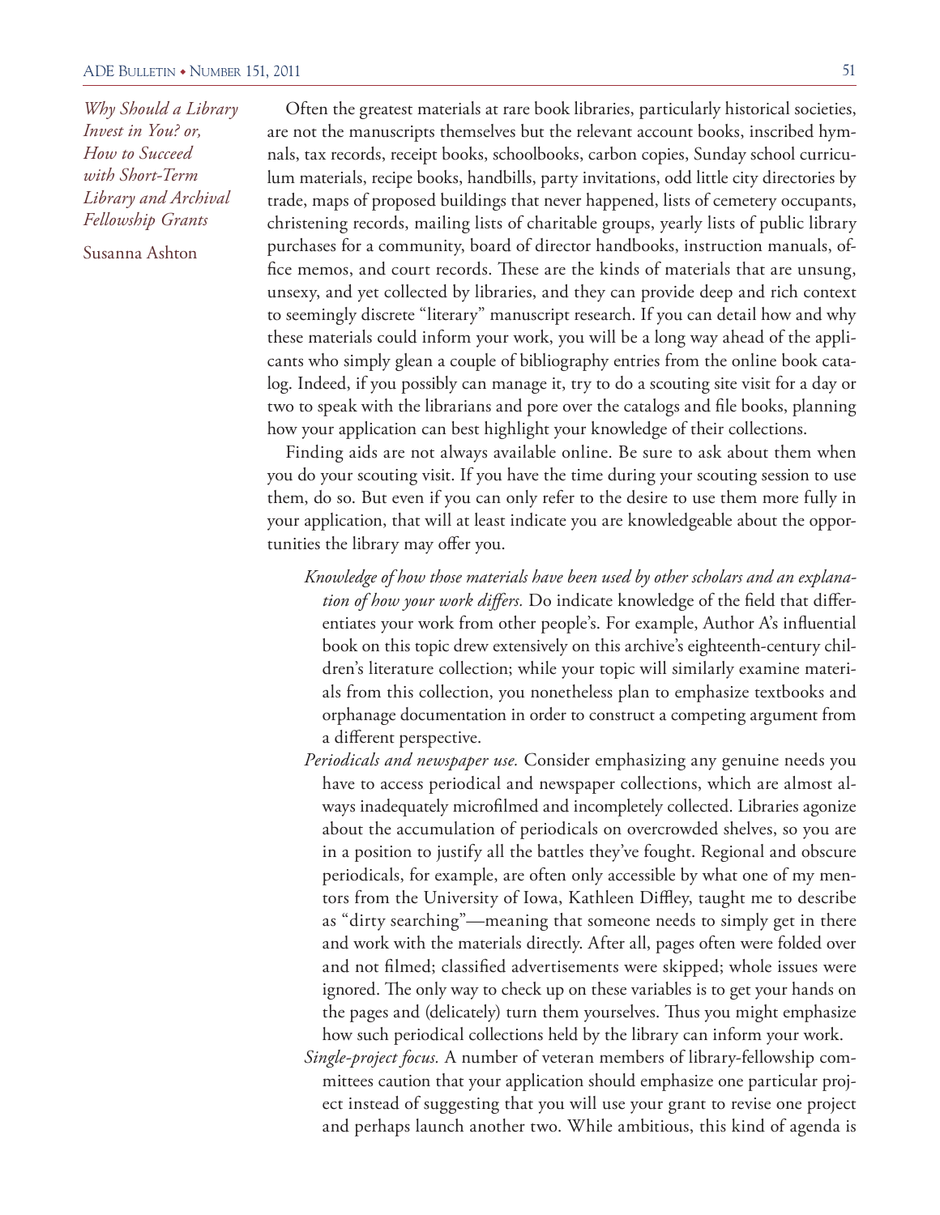Often the greatest materials at rare book libraries, particularly historical societies, are not the manuscripts themselves but the relevant account books, inscribed hymnals, tax records, receipt books, schoolbooks, carbon copies, Sunday school curriculum materials, recipe books, handbills, party invitations, odd little city directories by trade, maps of proposed buildings that never happened, lists of cemetery occupants, christening records, mailing lists of charitable groups, yearly lists of public library purchases for a community, board of director handbooks, instruction manuals, office memos, and court records. These are the kinds of materials that are unsung, unsexy, and yet collected by libraries, and they can provide deep and rich context to seemingly discrete "literary" manuscript research. If you can detail how and why these materials could inform your work, you will be a long way ahead of the applicants who simply glean a couple of bibliography entries from the online book catalog. Indeed, if you possibly can manage it, try to do a scouting site visit for a day or two to speak with the librarians and pore over the catalogs and file books, planning how your application can best highlight your knowledge of their collections.

Finding aids are not always available online. Be sure to ask about them when you do your scouting visit. If you have the time during your scouting session to use them, do so. But even if you can only refer to the desire to use them more fully in your application, that will at least indicate you are knowledgeable about the opportunities the library may offer you.

*Knowledge of how those materials have been used by other scholars and an explanation of how your work differs.* Do indicate knowledge of the field that differentiates your work from other people's. For example, Author A's influential book on this topic drew extensively on this archive's eighteenth-century children's literature collection; while your topic will similarly examine materials from this collection, you nonetheless plan to emphasize textbooks and orphanage documentation in order to construct a competing argument from a different perspective.

*Periodicals and newspaper use.* Consider emphasizing any genuine needs you have to access periodical and newspaper collections, which are almost always inadequately microfilmed and incompletely collected. Libraries agonize about the accumulation of periodicals on overcrowded shelves, so you are in a position to justify all the battles they've fought. Regional and obscure periodicals, for example, are often only accessible by what one of my mentors from the University of Iowa, Kathleen Diffley, taught me to describe as "dirty searching"—meaning that someone needs to simply get in there and work with the materials directly. After all, pages often were folded over and not filmed; classified advertisements were skipped; whole issues were ignored. The only way to check up on these variables is to get your hands on the pages and (delicately) turn them yourselves. Thus you might emphasize how such periodical collections held by the library can inform your work.

*Single-project focus.* A number of veteran members of library-fellowship committees caution that your application should emphasize one particular project instead of suggesting that you will use your grant to revise one project and perhaps launch another two. While ambitious, this kind of agenda is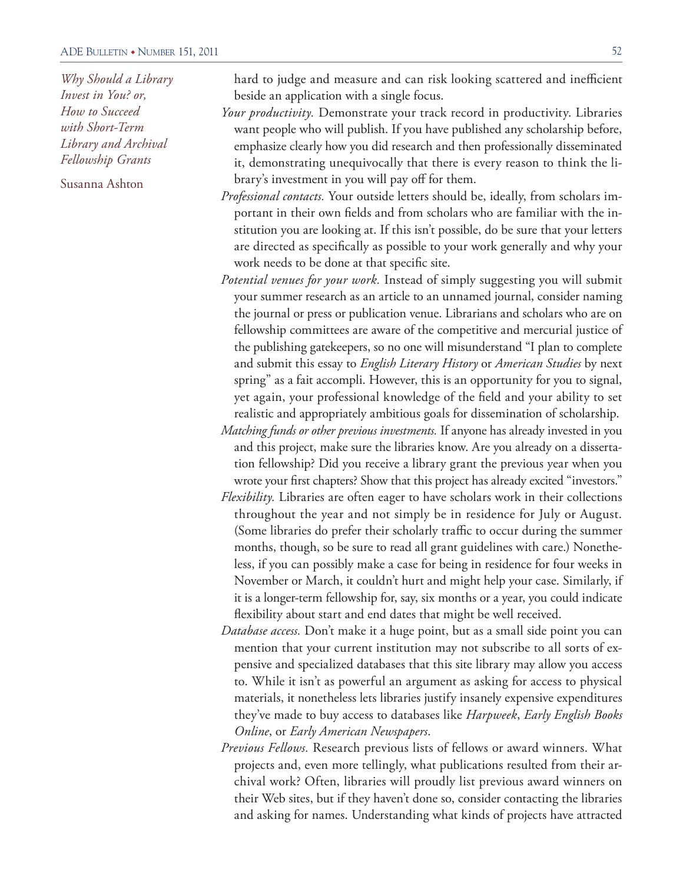hard to judge and measure and can risk looking scattered and inefficient beside an application with a single focus.

*Your productivity.* Demonstrate your track record in productivity. Libraries want people who will publish. If you have published any scholarship before, emphasize clearly how you did research and then professionally disseminated it, demonstrating unequivocally that there is every reason to think the library's investment in you will pay off for them.

*Professional contacts.* Your outside letters should be, ideally, from scholars important in their own fields and from scholars who are familiar with the institution you are looking at. If this isn't possible, do be sure that your letters are directed as specifically as possible to your work generally and why your work needs to be done at that specific site.

*Potential venues for your work.* Instead of simply suggesting you will submit your summer research as an article to an unnamed journal, consider naming the journal or press or publication venue. Librarians and scholars who are on fellowship committees are aware of the competitive and mercurial justice of the publishing gatekeepers, so no one will misunderstand "I plan to complete and submit this essay to *English Literary History* or *American Studies* by next spring" as a fait accompli. However, this is an opportunity for you to signal, yet again, your professional knowledge of the field and your ability to set realistic and appropriately ambitious goals for dissemination of scholarship.

*Matching funds or other previous investments.* If anyone has already invested in you and this project, make sure the libraries know. Are you already on a dissertation fellowship? Did you receive a library grant the previous year when you wrote your first chapters? Show that this project has already excited "investors."

*Flexibility.* Libraries are often eager to have scholars work in their collections throughout the year and not simply be in residence for July or August. (Some libraries do prefer their scholarly traffic to occur during the summer months, though, so be sure to read all grant guidelines with care.) Nonetheless, if you can possibly make a case for being in residence for four weeks in November or March, it couldn't hurt and might help your case. Similarly, if it is a longer-term fellowship for, say, six months or a year, you could indicate flexibility about start and end dates that might be well received.

*Database access.* Don't make it a huge point, but as a small side point you can mention that your current institution may not subscribe to all sorts of expensive and specialized databases that this site library may allow you access to. While it isn't as powerful an argument as asking for access to physical materials, it nonetheless lets libraries justify insanely expensive expenditures they've made to buy access to databases like *Harpweek*, *Early English Books Online*, or *Early American Newspapers*.

*Previous Fellows.* Research previous lists of fellows or award winners. What projects and, even more tellingly, what publications resulted from their archival work? Often, libraries will proudly list previous award winners on their Web sites, but if they haven't done so, consider contacting the libraries and asking for names. Understanding what kinds of projects have attracted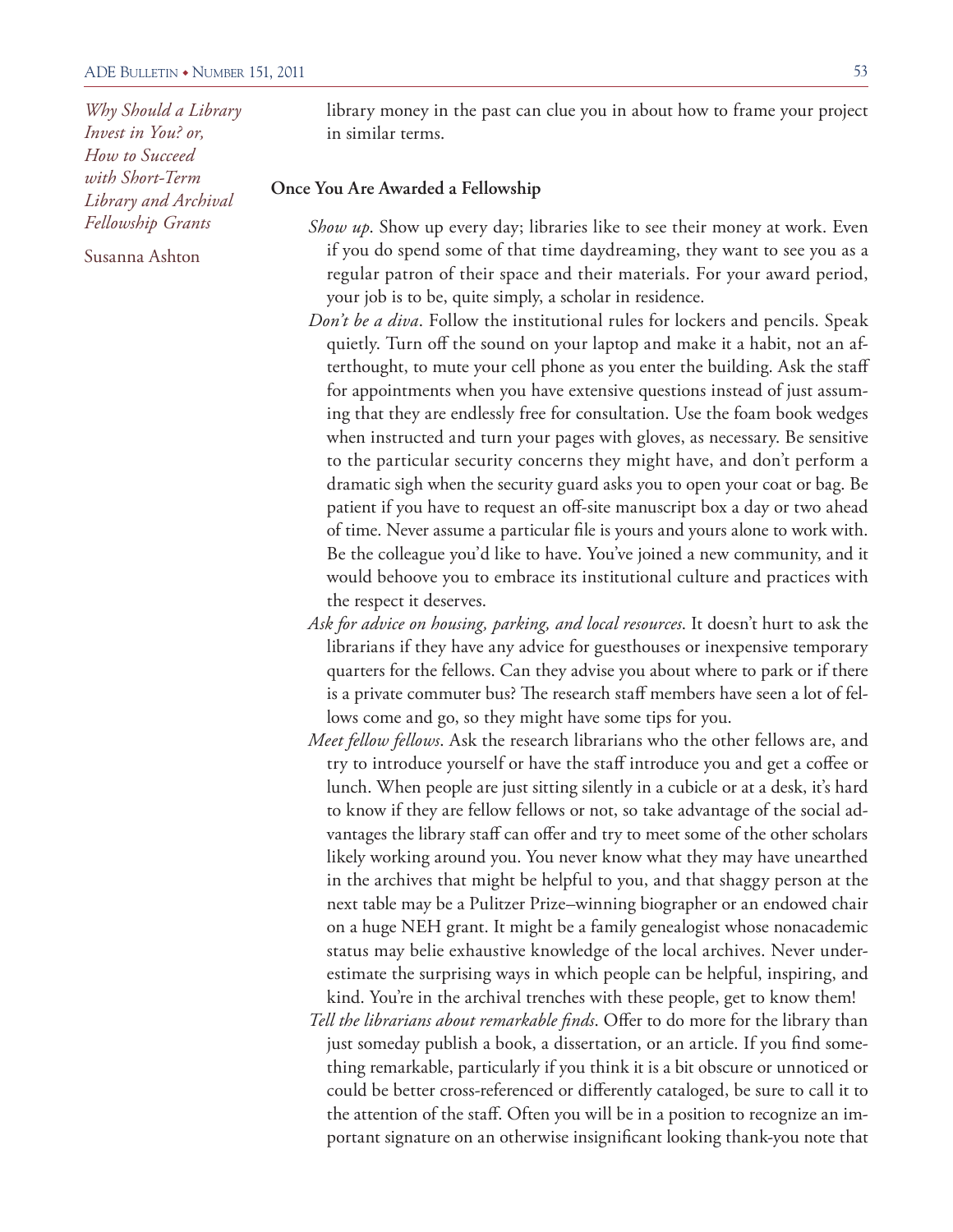library money in the past can clue you in about how to frame your project in similar terms.

### Once You Are Awarded a Fellowship

*Show up*. Show up every day; libraries like to see their money at work. Even if you do spend some of that time daydreaming, they want to see you as a regular patron of their space and their materials. For your award period, your job is to be, quite simply, a scholar in residence.

*Don't be a diva*. Follow the institutional rules for lockers and pencils. Speak quietly. Turn off the sound on your laptop and make it a habit, not an afterthought, to mute your cell phone as you enter the building. Ask the staff for appointments when you have extensive questions instead of just assuming that they are endlessly free for consultation. Use the foam book wedges when instructed and turn your pages with gloves, as necessary. Be sensitive to the particular security concerns they might have, and don't perform a dramatic sigh when the security guard asks you to open your coat or bag. Be patient if you have to request an off-site manuscript box a day or two ahead of time. Never assume a particular file is yours and yours alone to work with. Be the colleague you'd like to have. You've joined a new community, and it would behoove you to embrace its institutional culture and practices with the respect it deserves.

*Ask for advice on housing, parking, and local resources*. It doesn't hurt to ask the librarians if they have any advice for guesthouses or inexpensive temporary quarters for the fellows. Can they advise you about where to park or if there is a private commuter bus? The research staff members have seen a lot of fellows come and go, so they might have some tips for you.

*Meet fellow fellows*. Ask the research librarians who the other fellows are, and try to introduce yourself or have the staff introduce you and get a coffee or lunch. When people are just sitting silently in a cubicle or at a desk, it's hard to know if they are fellow fellows or not, so take advantage of the social advantages the library staff can offer and try to meet some of the other scholars likely working around you. You never know what they may have unearthed in the archives that might be helpful to you, and that shaggy person at the next table may be a Pulitzer Prize–winning biographer or an endowed chair on a huge NEH grant. It might be a family genealogist whose nonacademic status may belie exhaustive knowledge of the local archives. Never underestimate the surprising ways in which people can be helpful, inspiring, and kind. You're in the archival trenches with these people, get to know them!

*Tell the librarians about remarkable finds*. Offer to do more for the library than just someday publish a book, a dissertation, or an article. If you find something remarkable, particularly if you think it is a bit obscure or unnoticed or could be better cross-referenced or differently cataloged, be sure to call it to the attention of the staff. Often you will be in a position to recognize an important signature on an otherwise insignificant looking thank-you note that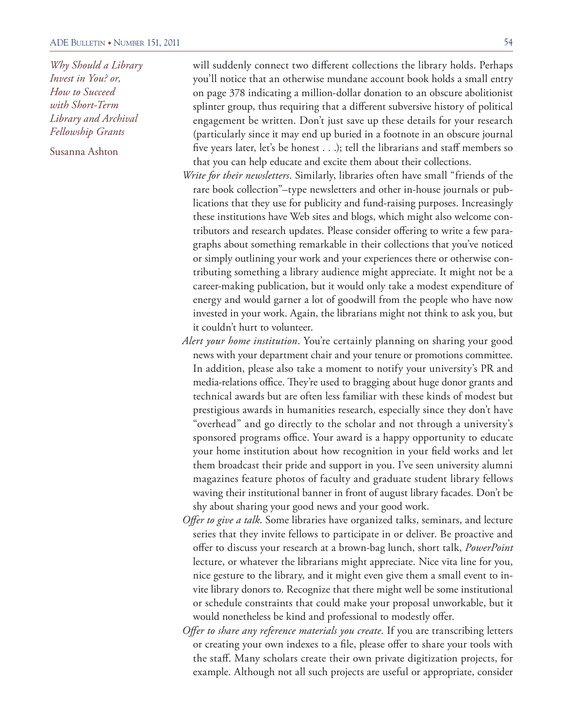will suddenly connect two different collections the library holds. Perhaps you'll notice that an otherwise mundane account book holds a small entry on page 378 indicating a million-dollar donation to an obscure abolitionist splinter group, thus requiring that a different subversive history of political engagement be written. Don't just save up these details for your research (particularly since it may end up buried in a footnote in an obscure journal five years later, let's be honest . . .); tell the librarians and staff members so that you can help educate and excite them about their collections.

*Write for their newsletters*. Similarly, libraries often have small "friends of the rare book collection"–type newsletters and other in-house journals or publications that they use for publicity and fund-raising purposes. Increasingly these institutions have Web sites and blogs, which might also welcome contributors and research updates. Please consider offering to write a few paragraphs about something remarkable in their collections that you've noticed or simply outlining your work and your experiences there or otherwise contributing something a library audience might appreciate. It might not be a career-making publication, but it would only take a modest expenditure of energy and would garner a lot of goodwill from the people who have now invested in your work. Again, the librarians might not think to ask you, but it couldn't hurt to volunteer.

*Alert your home institution*. You're certainly planning on sharing your good news with your department chair and your tenure or promotions committee. In addition, please also take a moment to notify your university's PR and media-relations office. They're used to bragging about huge donor grants and technical awards but are often less familiar with these kinds of modest but prestigious awards in humanities research, especially since they don't have "overhead" and go directly to the scholar and not through a university's sponsored programs office. Your award is a happy opportunity to educate your home institution about how recognition in your field works and let them broadcast their pride and support in you. I've seen university alumni magazines feature photos of faculty and graduate student library fellows waving their institutional banner in front of august library facades. Don't be shy about sharing your good news and your good work.

*Offer to give a talk*. Some libraries have organized talks, seminars, and lecture series that they invite fellows to participate in or deliver. Be proactive and offer to discuss your research at a brown-bag lunch, short talk, *PowerPoint* lecture, or whatever the librarians might appreciate. Nice vita line for you, nice gesture to the library, and it might even give them a small event to invite library donors to. Recognize that there might well be some institutional or schedule constraints that could make your proposal unworkable, but it would nonetheless be kind and professional to modestly offer.

*Offer to share any reference materials you create*. If you are transcribing letters or creating your own indexes to a file, please offer to share your tools with the staff. Many scholars create their own private digitization projects, for example. Although not all such projects are useful or appropriate, consider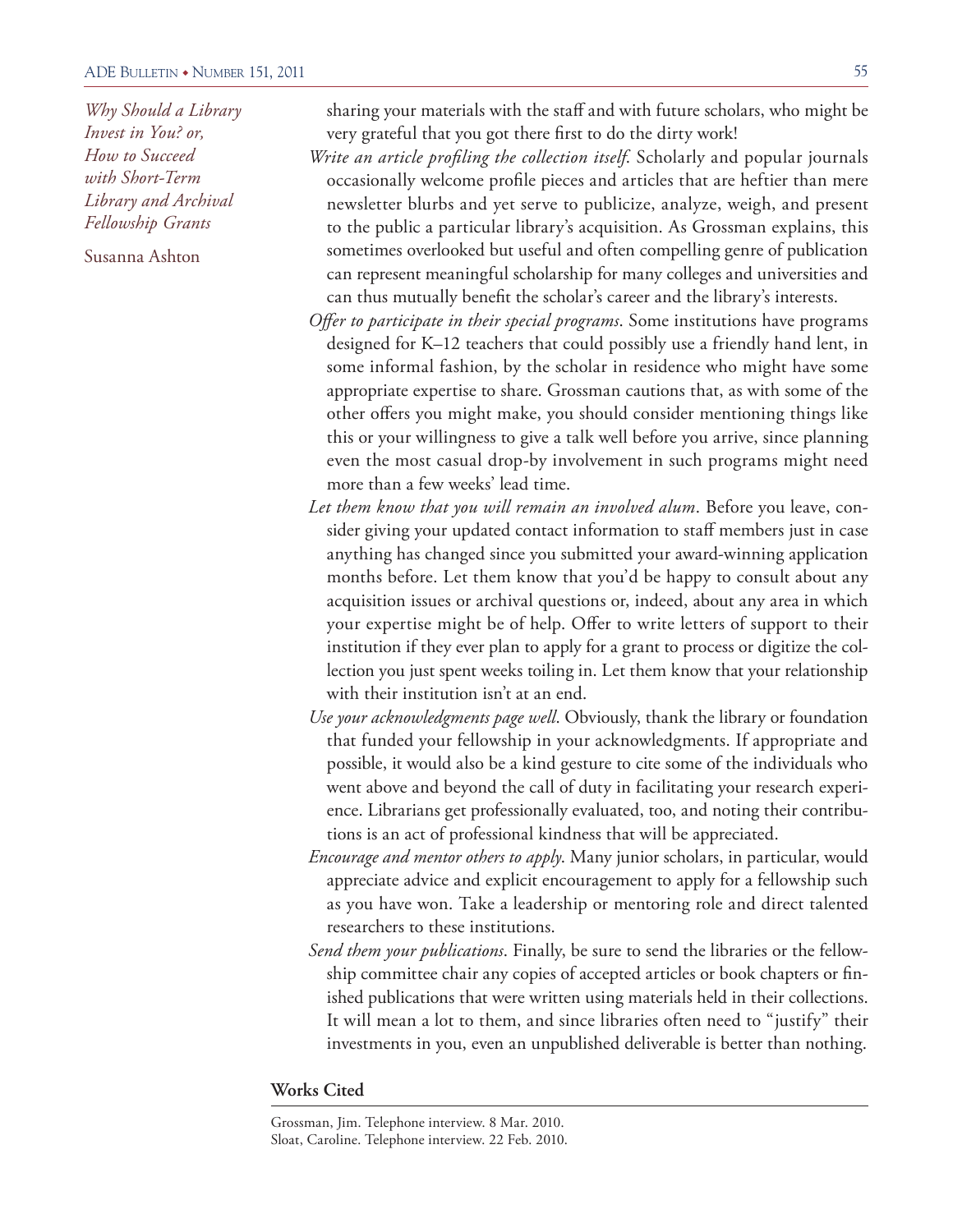sharing your materials with the staff and with future scholars, who might be very grateful that you got there first to do the dirty work!

*Write an article profiling the collection itself.* Scholarly and popular journals occasionally welcome profile pieces and articles that are heftier than mere newsletter blurbs and yet serve to publicize, analyze, weigh, and present to the public a particular library's acquisition. As Grossman explains, this sometimes overlooked but useful and often compelling genre of publication can represent meaningful scholarship for many colleges and universities and can thus mutually benefit the scholar's career and the library's interests.

*Offer to participate in their special programs*. Some institutions have programs designed for K–12 teachers that could possibly use a friendly hand lent, in some informal fashion, by the scholar in residence who might have some appropriate expertise to share. Grossman cautions that, as with some of the other offers you might make, you should consider mentioning things like this or your willingness to give a talk well before you arrive, since planning even the most casual drop-by involvement in such programs might need more than a few weeks' lead time.

*Let them know that you will remain an involved alum*. Before you leave, consider giving your updated contact information to staff members just in case anything has changed since you submitted your award-winning application months before. Let them know that you'd be happy to consult about any acquisition issues or archival questions or, indeed, about any area in which your expertise might be of help. Offer to write letters of support to their institution if they ever plan to apply for a grant to process or digitize the collection you just spent weeks toiling in. Let them know that your relationship with their institution isn't at an end.

*Use your acknowledgments page well*. Obviously, thank the library or foundation that funded your fellowship in your acknowledgments. If appropriate and possible, it would also be a kind gesture to cite some of the individuals who went above and beyond the call of duty in facilitating your research experience. Librarians get professionally evaluated, too, and noting their contributions is an act of professional kindness that will be appreciated.

*Encourage and mentor others to apply*. Many junior scholars, in particular, would appreciate advice and explicit encouragement to apply for a fellowship such as you have won. Take a leadership or mentoring role and direct talented researchers to these institutions.

*Send them your publications*. Finally, be sure to send the libraries or the fellowship committee chair any copies of accepted articles or book chapters or finished publications that were written using materials held in their collections. It will mean a lot to them, and since libraries often need to "justify" their investments in you, even an unpublished deliverable is better than nothing.

## Works Cited

Grossman, Jim. Telephone interview. 8 Mar. 2010.

Sloat, Caroline. Telephone interview. 22 Feb. 2010.